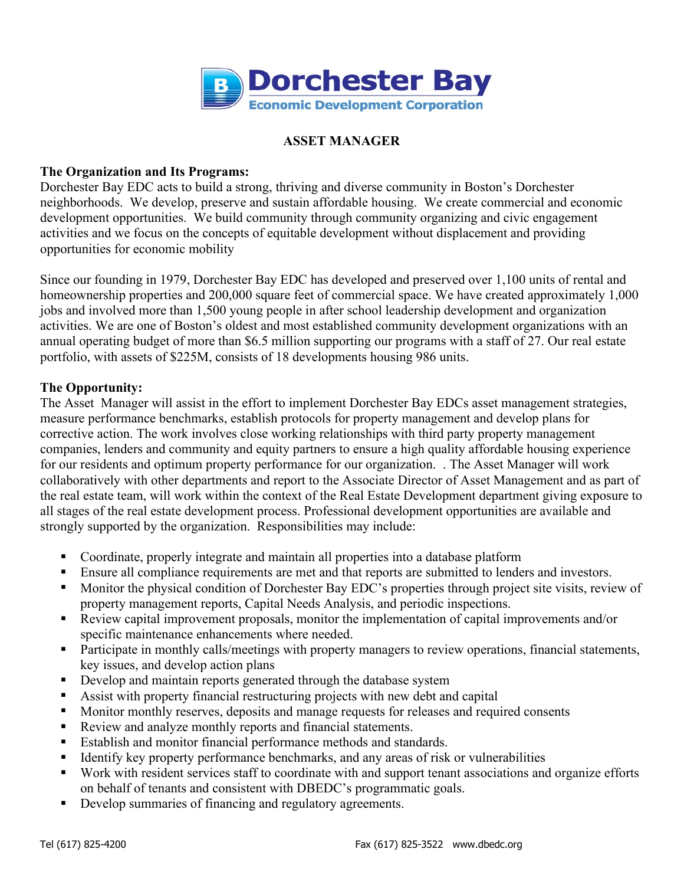Dorchester Bay
Economic Development Corporation

# ASSET MANAGER

**The Organization and Its Programs:**
Dorchester Bay EDC acts to build a strong, thriving and diverse community in Boston's Dorchester neighborhoods. We develop, preserve and sustain affordable housing. We create commercial and economic development opportunities. We build community through community organizing and civic engagement activities and we focus on the concepts of equitable development without displacement and providing opportunities for economic mobility

Since our founding in 1979, Dorchester Bay EDC has developed and preserved over 1,100 units of rental and homeownership properties and 200,000 square feet of commercial space. We have created approximately 1,000 jobs and involved more than 1,500 young people in after school leadership development and organization activities. We are one of Boston's oldest and most established community development organizations with an annual operating budget of more than $6.5 million supporting our programs with a staff of 27. Our real estate portfolio, with assets of $225M, consists of 18 developments housing 986 units.

**The Opportunity:**
The Asset Manager will assist in the effort to implement Dorchester Bay EDCs asset management strategies, measure performance benchmarks, establish protocols for property management and develop plans for corrective action. The work involves close working relationships with third party property management companies, lenders and community and equity partners to ensure a high quality affordable housing experience for our residents and optimum property performance for our organization. . The Asset Manager will work collaboratively with other departments and report to the Associate Director of Asset Management and as part of the real estate team, will work within the context of the Real Estate Development department giving exposure to all stages of the real estate development process. Professional development opportunities are available and strongly supported by the organization. Responsibilities may include:

- Coordinate, properly integrate and maintain all properties into a database platform
- Ensure all compliance requirements are met and that reports are submitted to lenders and investors.
- Monitor the physical condition of Dorchester Bay EDC's properties through project site visits, review of property management reports, Capital Needs Analysis, and periodic inspections.
- Review capital improvement proposals, monitor the implementation of capital improvements and/or specific maintenance enhancements where needed.
- Participate in monthly calls/meetings with property managers to review operations, financial statements, key issues, and develop action plans
- Develop and maintain reports generated through the database system
- Assist with property financial restructuring projects with new debt and capital
- Monitor monthly reserves, deposits and manage requests for releases and required consents
- Review and analyze monthly reports and financial statements.
- Establish and monitor financial performance methods and standards.
- Identify key property performance benchmarks, and any areas of risk or vulnerabilities
- Work with resident services staff to coordinate with and support tenant associations and organize efforts on behalf of tenants and consistent with DBEDC's programmatic goals.
- Develop summaries of financing and regulatory agreements.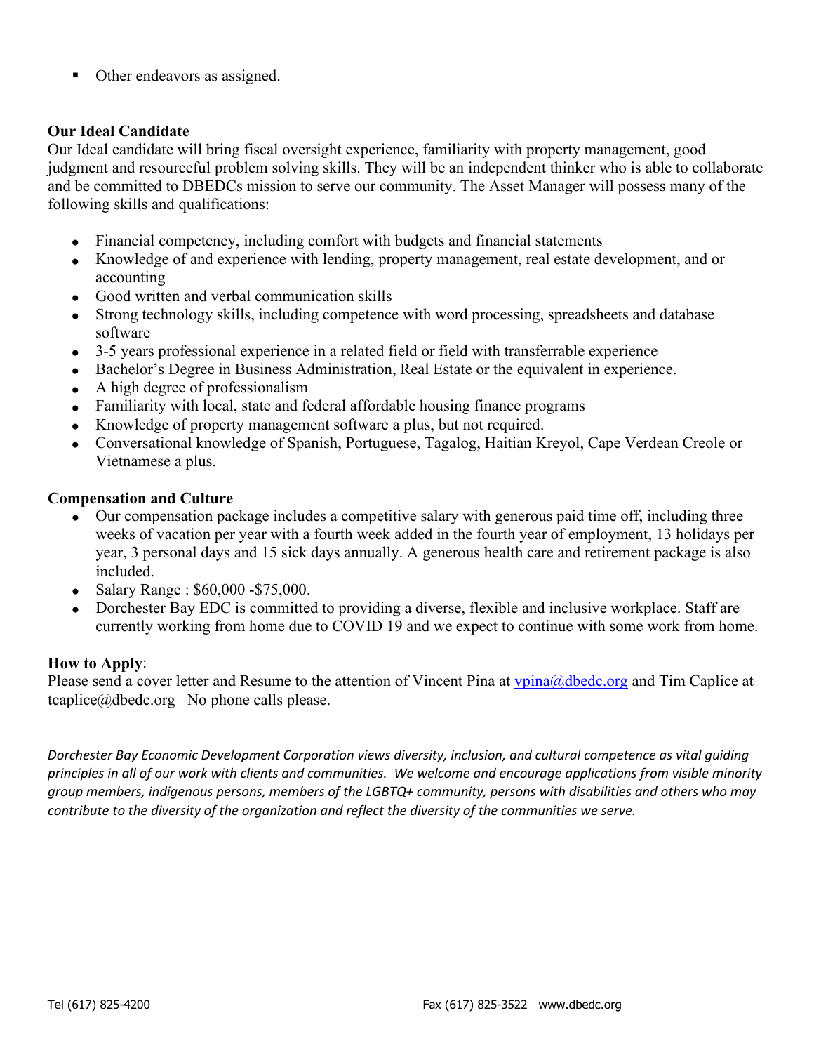- Other endeavors as assigned.

**Our Ideal Candidate**

Our Ideal candidate will bring fiscal oversight experience, familiarity with property management, good judgment and resourceful problem solving skills. They will be an independent thinker who is able to collaborate and be committed to DBEDCs mission to serve our community. The Asset Manager will possess many of the following skills and qualifications:

- Financial competency, including comfort with budgets and financial statements
- Knowledge of and experience with lending, property management, real estate development, and or accounting
- Good written and verbal communication skills
- Strong technology skills, including competence with word processing, spreadsheets and database software
- 3-5 years professional experience in a related field or field with transferrable experience
- Bachelor's Degree in Business Administration, Real Estate or the equivalent in experience.
- A high degree of professionalism
- Familiarity with local, state and federal affordable housing finance programs
- Knowledge of property management software a plus, but not required.
- Conversational knowledge of Spanish, Portuguese, Tagalog, Haitian Kreyol, Cape Verdean Creole or Vietnamese a plus.

**Compensation and Culture**

- Our compensation package includes a competitive salary with generous paid time off, including three weeks of vacation per year with a fourth week added in the fourth year of employment, 13 holidays per year, 3 personal days and 15 sick days annually. A generous health care and retirement package is also included.
- Salary Range : $60,000 -$75,000.
- Dorchester Bay EDC is committed to providing a diverse, flexible and inclusive workplace. Staff are currently working from home due to COVID 19 and we expect to continue with some work from home.

**How to Apply**:

Please send a cover letter and Resume to the attention of Vincent Pina at vpina@dbedc.org and Tim Caplice at tcaplice@dbedc.org No phone calls please.

*Dorchester Bay Economic Development Corporation views diversity, inclusion, and cultural competence as vital guiding principles in all of our work with clients and communities. We welcome and encourage applications from visible minority group members, indigenous persons, members of the LGBTQ+ community, persons with disabilities and others who may contribute to the diversity of the organization and reflect the diversity of the communities we serve.*

Tel (617) 825-4200 Fax (617) 825-3522 www.dbedc.org